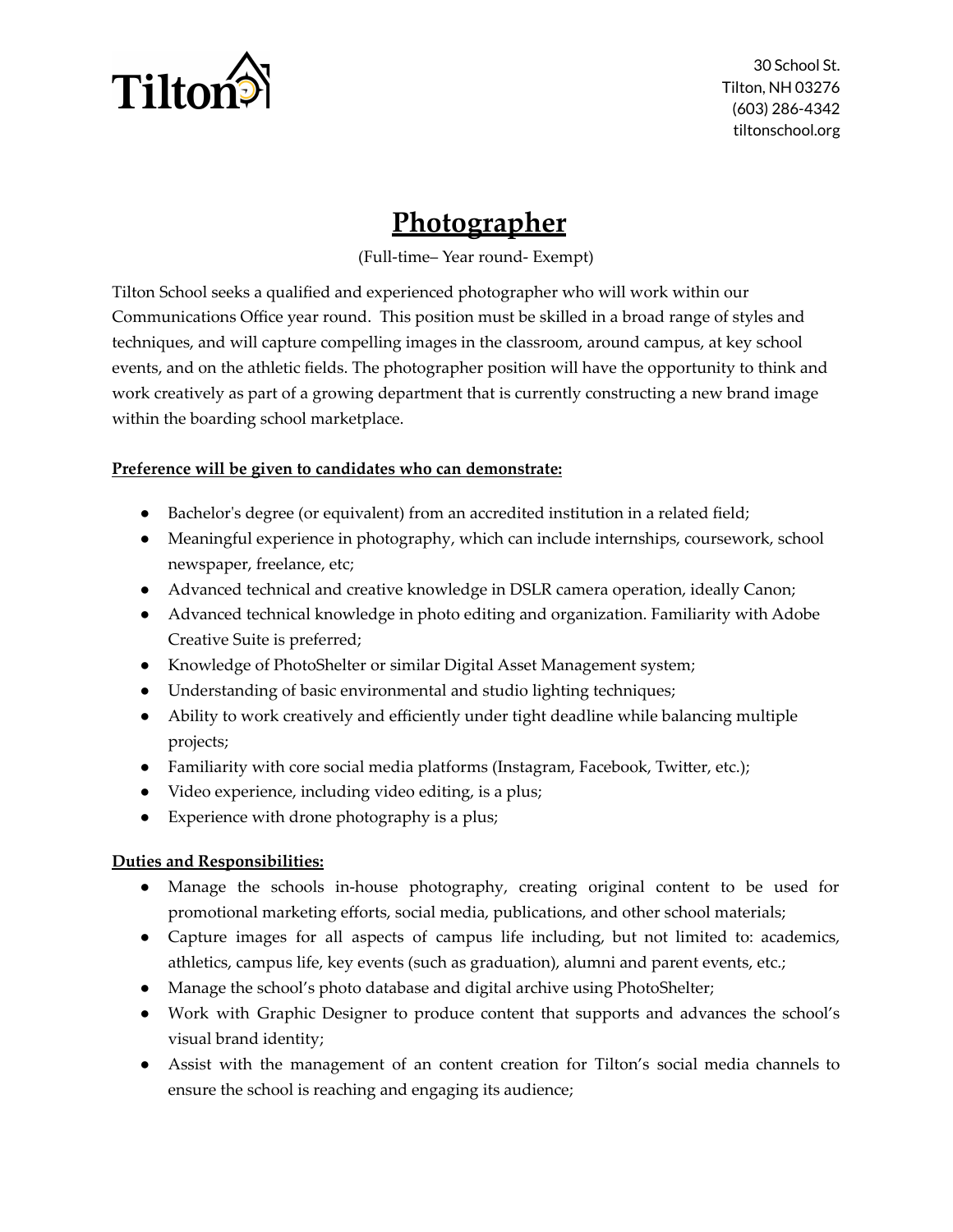Tilton

30 School St.
Tilton, NH 03276
(603) 286-4342
tiltonschool.org

# Photographer

(Full-time– Year round- Exempt)

Tilton School seeks a qualified and experienced photographer who will work within our Communications Office year round. This position must be skilled in a broad range of styles and techniques, and will capture compelling images in the classroom, around campus, at key school events, and on the athletic fields. The photographer position will have the opportunity to think and work creatively as part of a growing department that is currently constructing a new brand image within the boarding school marketplace.

**Preference will be given to candidates who can demonstrate:**

- Bachelor's degree (or equivalent) from an accredited institution in a related field;
- Meaningful experience in photography, which can include internships, coursework, school newspaper, freelance, etc;
- Advanced technical and creative knowledge in DSLR camera operation, ideally Canon;
- Advanced technical knowledge in photo editing and organization. Familiarity with Adobe Creative Suite is preferred;
- Knowledge of PhotoShelter or similar Digital Asset Management system;
- Understanding of basic environmental and studio lighting techniques;
- Ability to work creatively and efficiently under tight deadline while balancing multiple projects;
- Familiarity with core social media platforms (Instagram, Facebook, Twitter, etc.);
- Video experience, including video editing, is a plus;
- Experience with drone photography is a plus;

**Duties and Responsibilities:**

- Manage the schools in-house photography, creating original content to be used for promotional marketing efforts, social media, publications, and other school materials;
- Capture images for all aspects of campus life including, but not limited to: academics, athletics, campus life, key events (such as graduation), alumni and parent events, etc.;
- Manage the school's photo database and digital archive using PhotoShelter;
- Work with Graphic Designer to produce content that supports and advances the school's visual brand identity;
- Assist with the management of an content creation for Tilton's social media channels to ensure the school is reaching and engaging its audience;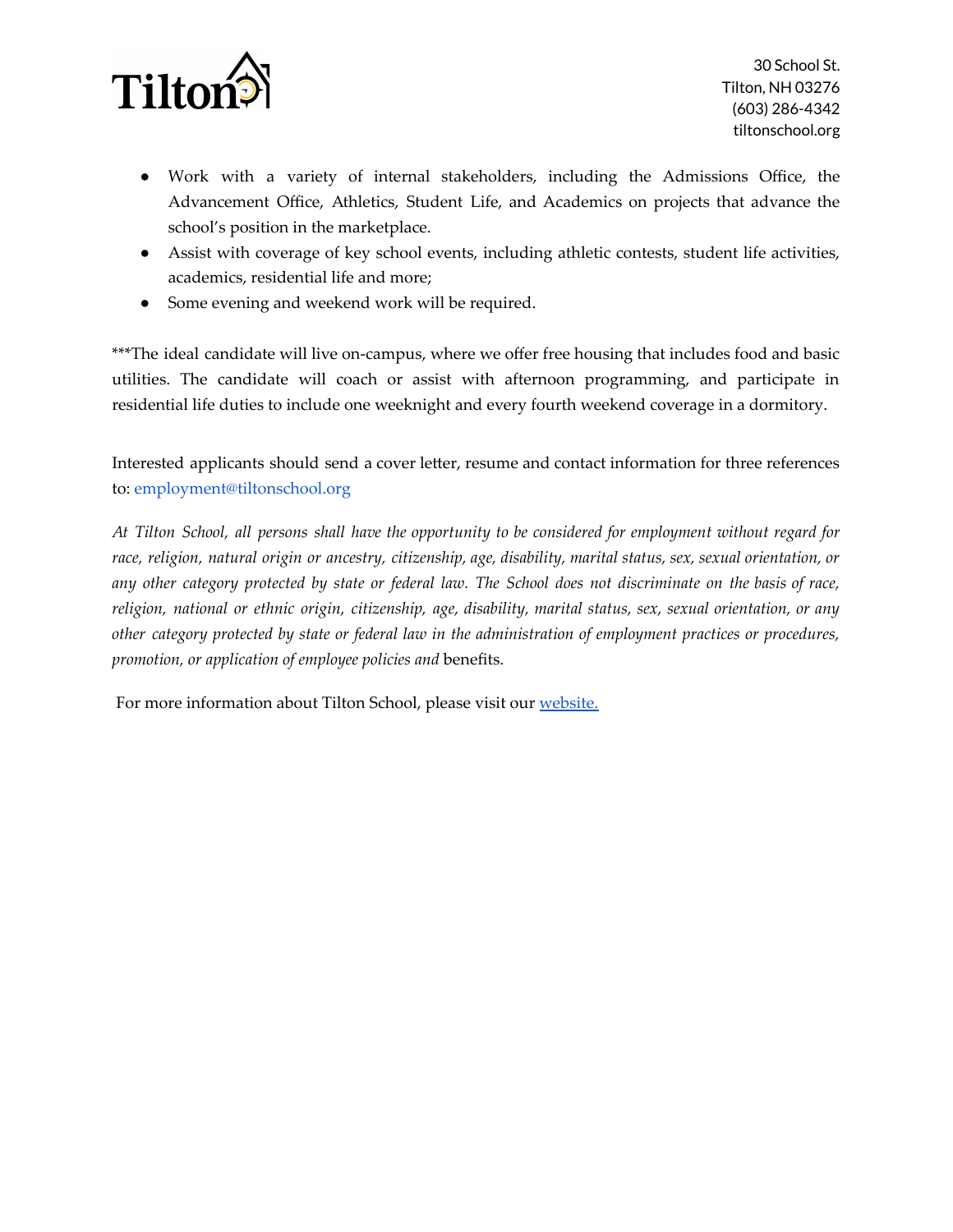- Work with a variety of internal stakeholders, including the Admissions Office, the Advancement Office, Athletics, Student Life, and Academics on projects that advance the school's position in the marketplace.
- Assist with coverage of key school events, including athletic contests, student life activities, academics, residential life and more;
- Some evening and weekend work will be required.

***The ideal candidate will live on-campus, where we offer free housing that includes food and basic utilities. The candidate will coach or assist with afternoon programming, and participate in residential life duties to include one weeknight and every fourth weekend coverage in a dormitory.

Interested applicants should send a cover letter, resume and contact information for three references to: employment@tiltonschool.org

*At Tilton School, all persons shall have the opportunity to be considered for employment without regard for race, religion, natural origin or ancestry, citizenship, age, disability, marital status, sex, sexual orientation, or any other category protected by state or federal law. The School does not discriminate on the basis of race, religion, national or ethnic origin, citizenship, age, disability, marital status, sex, sexual orientation, or any other category protected by state or federal law in the administration of employment practices or procedures, promotion, or application of employee policies and* benefits.

For more information about Tilton School, please visit our website.